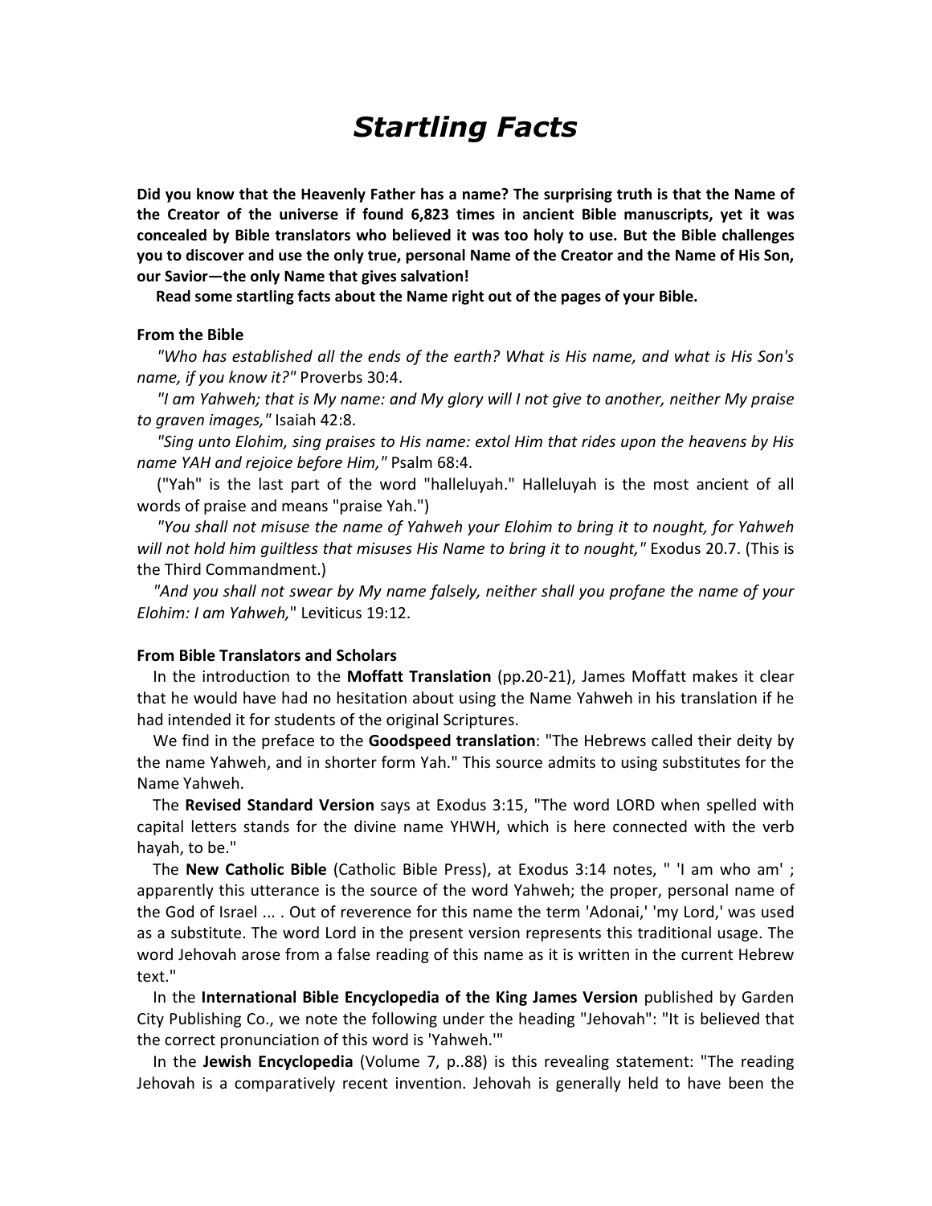# *Startling Facts*

**Did you know that the Heavenly Father has a name? The surprising truth is that the Name of the Creator of the universe if found 6,823 times in ancient Bible manuscripts, yet it was concealed by Bible translators who believed it was too holy to use. But the Bible challenges you to discover and use the only true, personal Name of the Creator and the Name of His Son, our Savior—the only Name that gives salvation!**

**Read some startling facts about the Name right out of the pages of your Bible.**

**From the Bible**

*"Who has established all the ends of the earth? What is His name, and what is His Son's name, if you know it?"* Proverbs 30:4.

*"I am Yahweh; that is My name: and My glory will I not give to another, neither My praise to graven images,"* Isaiah 42:8.

*"Sing unto Elohim, sing praises to His name: extol Him that rides upon the heavens by His name YAH and rejoice before Him,"* Psalm 68:4.

("Yah" is the last part of the word "halleluyah." Halleluyah is the most ancient of all words of praise and means "praise Yah.")

*"You shall not misuse the name of Yahweh your Elohim to bring it to nought, for Yahweh will not hold him guiltless that misuses His Name to bring it to nought,"* Exodus 20.7. (This is the Third Commandment.)

*"And you shall not swear by My name falsely, neither shall you profane the name of your Elohim: I am Yahweh,"* Leviticus 19:12.

**From Bible Translators and Scholars**

In the introduction to the **Moffatt Translation** (pp.20-21), James Moffatt makes it clear that he would have had no hesitation about using the Name Yahweh in his translation if he had intended it for students of the original Scriptures.

We find in the preface to the **Goodspeed translation**: "The Hebrews called their deity by the name Yahweh, and in shorter form Yah." This source admits to using substitutes for the Name Yahweh.

The **Revised Standard Version** says at Exodus 3:15, "The word LORD when spelled with capital letters stands for the divine name YHWH, which is here connected with the verb hayah, to be."

The **New Catholic Bible** (Catholic Bible Press), at Exodus 3:14 notes, " 'I am who am' ; apparently this utterance is the source of the word Yahweh; the proper, personal name of the God of Israel ... . Out of reverence for this name the term 'Adonai,' 'my Lord,' was used as a substitute. The word Lord in the present version represents this traditional usage. The word Jehovah arose from a false reading of this name as it is written in the current Hebrew text."

In the **International Bible Encyclopedia of the King James Version** published by Garden City Publishing Co., we note the following under the heading "Jehovah": "It is believed that the correct pronunciation of this word is 'Yahweh.'"

In the **Jewish Encyclopedia** (Volume 7, p..88) is this revealing statement: "The reading Jehovah is a comparatively recent invention. Jehovah is generally held to have been the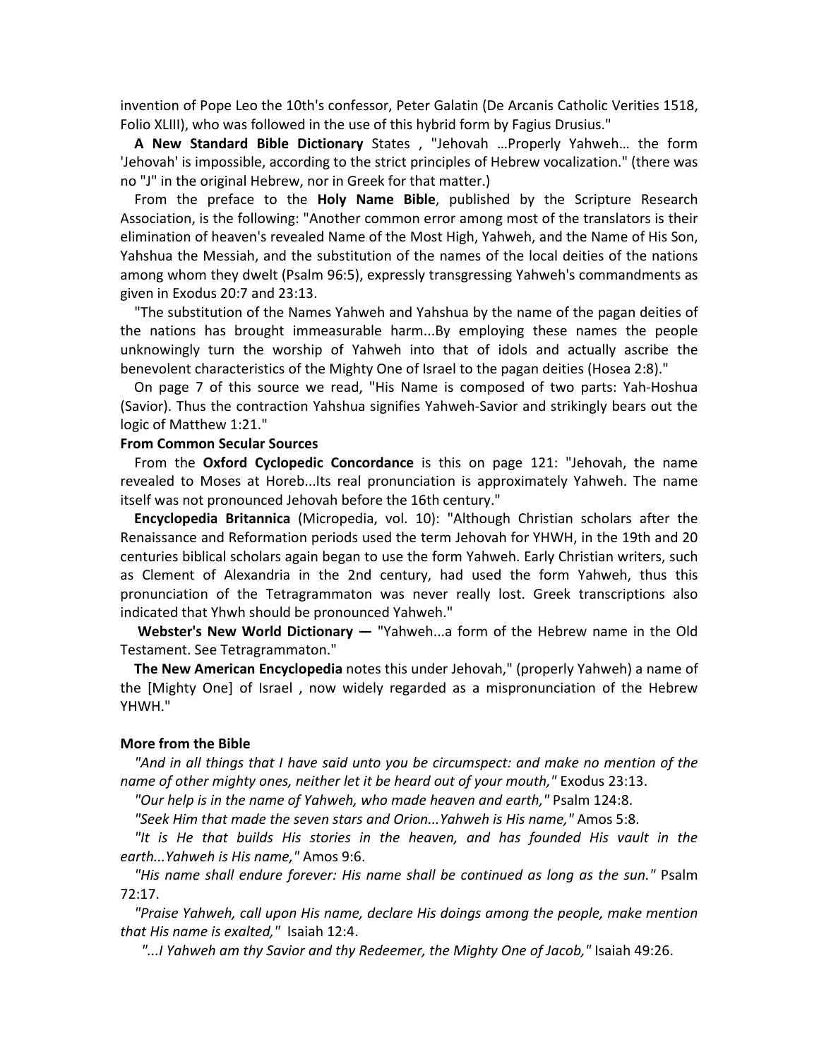invention of Pope Leo the 10th's confessor, Peter Galatin (De Arcanis Catholic Verities 1518, Folio XLIII), who was followed in the use of this hybrid form by Fagius Drusius."

**A New Standard Bible Dictionary** States , "Jehovah …Properly Yahweh… the form 'Jehovah' is impossible, according to the strict principles of Hebrew vocalization." (there was no "J" in the original Hebrew, nor in Greek for that matter.)

From the preface to the **Holy Name Bible**, published by the Scripture Research Association, is the following: "Another common error among most of the translators is their elimination of heaven's revealed Name of the Most High, Yahweh, and the Name of His Son, Yahshua the Messiah, and the substitution of the names of the local deities of the nations among whom they dwelt (Psalm 96:5), expressly transgressing Yahweh's commandments as given in Exodus 20:7 and 23:13.

"The substitution of the Names Yahweh and Yahshua by the name of the pagan deities of the nations has brought immeasurable harm...By employing these names the people unknowingly turn the worship of Yahweh into that of idols and actually ascribe the benevolent characteristics of the Mighty One of Israel to the pagan deities (Hosea 2:8)."

On page 7 of this source we read, "His Name is composed of two parts: Yah-Hoshua (Savior). Thus the contraction Yahshua signifies Yahweh-Savior and strikingly bears out the logic of Matthew 1:21."

**From Common Secular Sources**

From the **Oxford Cyclopedic Concordance** is this on page 121: "Jehovah, the name revealed to Moses at Horeb...Its real pronunciation is approximately Yahweh. The name itself was not pronounced Jehovah before the 16th century."

**Encyclopedia Britannica** (Micropedia, vol. 10): "Although Christian scholars after the Renaissance and Reformation periods used the term Jehovah for YHWH, in the 19th and 20 centuries biblical scholars again began to use the form Yahweh. Early Christian writers, such as Clement of Alexandria in the 2nd century, had used the form Yahweh, thus this pronunciation of the Tetragrammaton was never really lost. Greek transcriptions also indicated that Yhwh should be pronounced Yahweh."

**Webster's New World Dictionary —** "Yahweh...a form of the Hebrew name in the Old Testament. See Tetragrammaton."

**The New American Encyclopedia** notes this under Jehovah," (properly Yahweh) a name of the [Mighty One] of Israel , now widely regarded as a mispronunciation of the Hebrew YHWH."

**More from the Bible**

*"And in all things that I have said unto you be circumspect: and make no mention of the name of other mighty ones, neither let it be heard out of your mouth,"* Exodus 23:13.

*"Our help is in the name of Yahweh, who made heaven and earth,"* Psalm 124:8.

*"Seek Him that made the seven stars and Orion...Yahweh is His name,"* Amos 5:8.

*"It is He that builds His stories in the heaven, and has founded His vault in the earth...Yahweh is His name,"* Amos 9:6.

*"His name shall endure forever: His name shall be continued as long as the sun."* Psalm 72:17.

*"Praise Yahweh, call upon His name, declare His doings among the people, make mention that His name is exalted,"* Isaiah 12:4.

*"...I Yahweh am thy Savior and thy Redeemer, the Mighty One of Jacob,"* Isaiah 49:26.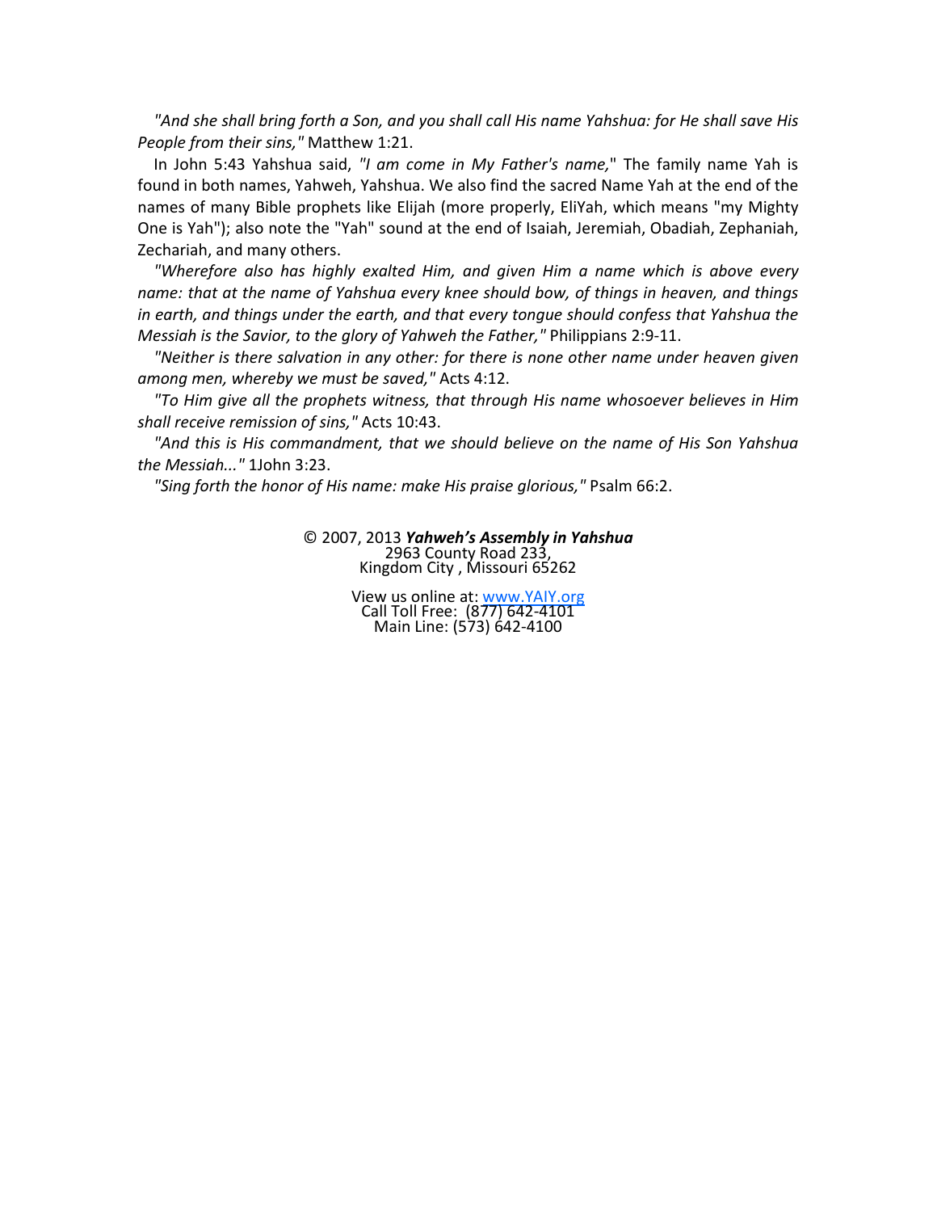*"And she shall bring forth a Son, and you shall call His name Yahshua: for He shall save His People from their sins,"* Matthew 1:21.

In John 5:43 Yahshua said, *"I am come in My Father's name,"* The family name Yah is found in both names, Yahweh, Yahshua. We also find the sacred Name Yah at the end of the names of many Bible prophets like Elijah (more properly, EliYah, which means "my Mighty One is Yah"); also note the "Yah" sound at the end of Isaiah, Jeremiah, Obadiah, Zephaniah, Zechariah, and many others.

*"Wherefore also has highly exalted Him, and given Him a name which is above every name: that at the name of Yahshua every knee should bow, of things in heaven, and things in earth, and things under the earth, and that every tongue should confess that Yahshua the Messiah is the Savior, to the glory of Yahweh the Father,"* Philippians 2:9-11.

*"Neither is there salvation in any other: for there is none other name under heaven given among men, whereby we must be saved,"* Acts 4:12.

*"To Him give all the prophets witness, that through His name whosoever believes in Him shall receive remission of sins,"* Acts 10:43.

*"And this is His commandment, that we should believe on the name of His Son Yahshua the Messiah..."* 1John 3:23.

*"Sing forth the honor of His name: make His praise glorious,"* Psalm 66:2.

© 2007, 2013 ***Yahweh's Assembly in Yahshua***
2963 County Road 233,
Kingdom City , Missouri 65262

View us online at: www.YAIY.org
Call Toll Free: (877) 642-4101
Main Line: (573) 642-4100